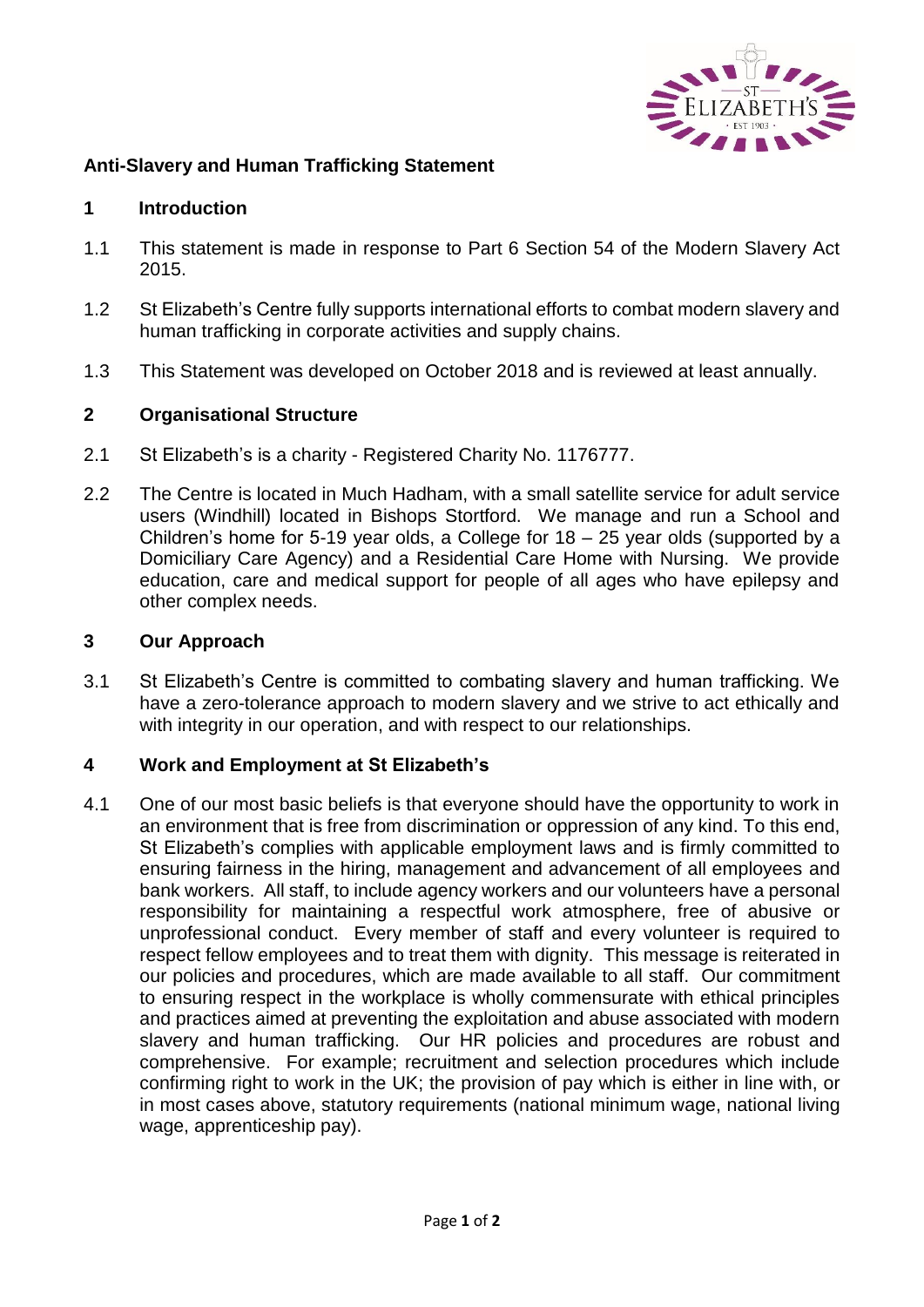# Anti-Slavery and Human Trafficking Statement

## 1 Introduction

1.1 This statement is made in response to Part 6 Section 54 of the Modern Slavery Act 2015.

1.2 St Elizabeth's Centre fully supports international efforts to combat modern slavery and human trafficking in corporate activities and supply chains.

1.3 This Statement was developed on October 2018 and is reviewed at least annually.

## 2 Organisational Structure

2.1 St Elizabeth's is a charity - Registered Charity No. 1176777.

2.2 The Centre is located in Much Hadham, with a small satellite service for adult service users (Windhill) located in Bishops Stortford. We manage and run a School and Children's home for 5-19 year olds, a College for 18 – 25 year olds (supported by a Domiciliary Care Agency) and a Residential Care Home with Nursing. We provide education, care and medical support for people of all ages who have epilepsy and other complex needs.

## 3 Our Approach

3.1 St Elizabeth's Centre is committed to combating slavery and human trafficking. We have a zero-tolerance approach to modern slavery and we strive to act ethically and with integrity in our operation, and with respect to our relationships.

## 4 Work and Employment at St Elizabeth's

4.1 One of our most basic beliefs is that everyone should have the opportunity to work in an environment that is free from discrimination or oppression of any kind. To this end, St Elizabeth's complies with applicable employment laws and is firmly committed to ensuring fairness in the hiring, management and advancement of all employees and bank workers. All staff, to include agency workers and our volunteers have a personal responsibility for maintaining a respectful work atmosphere, free of abusive or unprofessional conduct. Every member of staff and every volunteer is required to respect fellow employees and to treat them with dignity. This message is reiterated in our policies and procedures, which are made available to all staff. Our commitment to ensuring respect in the workplace is wholly commensurate with ethical principles and practices aimed at preventing the exploitation and abuse associated with modern slavery and human trafficking. Our HR policies and procedures are robust and comprehensive. For example; recruitment and selection procedures which include confirming right to work in the UK; the provision of pay which is either in line with, or in most cases above, statutory requirements (national minimum wage, national living wage, apprenticeship pay).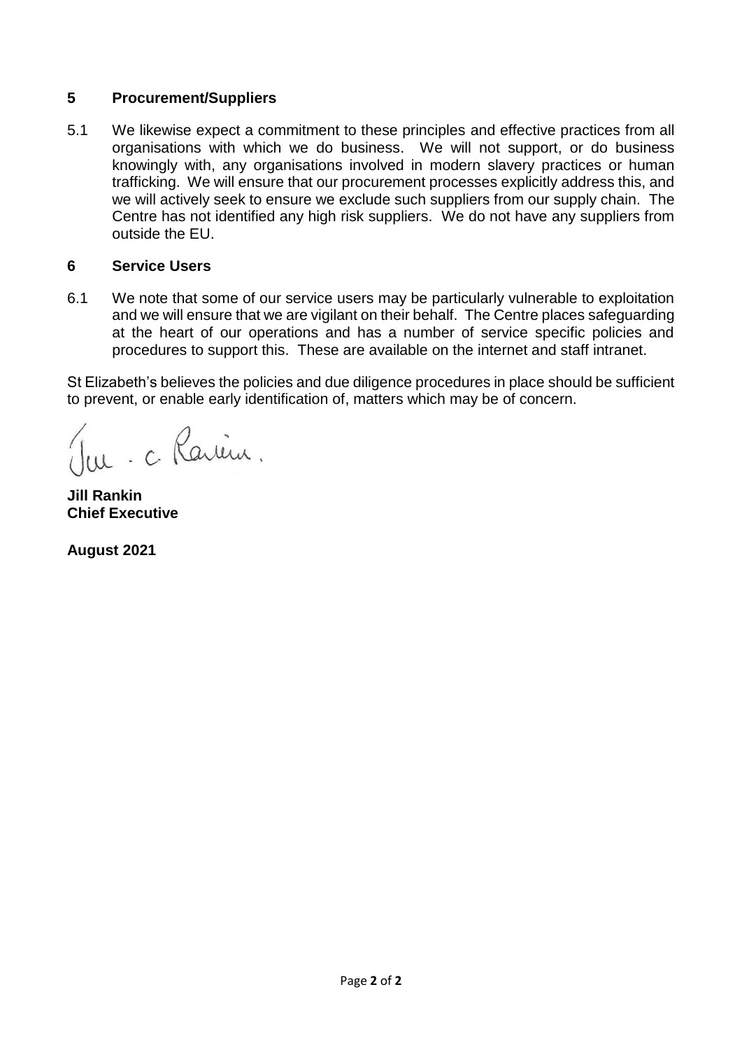## 5 Procurement/Suppliers

5.1 We likewise expect a commitment to these principles and effective practices from all organisations with which we do business. We will not support, or do business knowingly with, any organisations involved in modern slavery practices or human trafficking. We will ensure that our procurement processes explicitly address this, and we will actively seek to ensure we exclude such suppliers from our supply chain. The Centre has not identified any high risk suppliers. We do not have any suppliers from outside the EU.

## 6 Service Users

6.1 We note that some of our service users may be particularly vulnerable to exploitation and we will ensure that we are vigilant on their behalf. The Centre places safeguarding at the heart of our operations and has a number of service specific policies and procedures to support this. These are available on the internet and staff intranet.

St Elizabeth's believes the policies and due diligence procedures in place should be sufficient to prevent, or enable early identification of, matters which may be of concern.

**Jill Rankin**
**Chief Executive**

**August 2021**